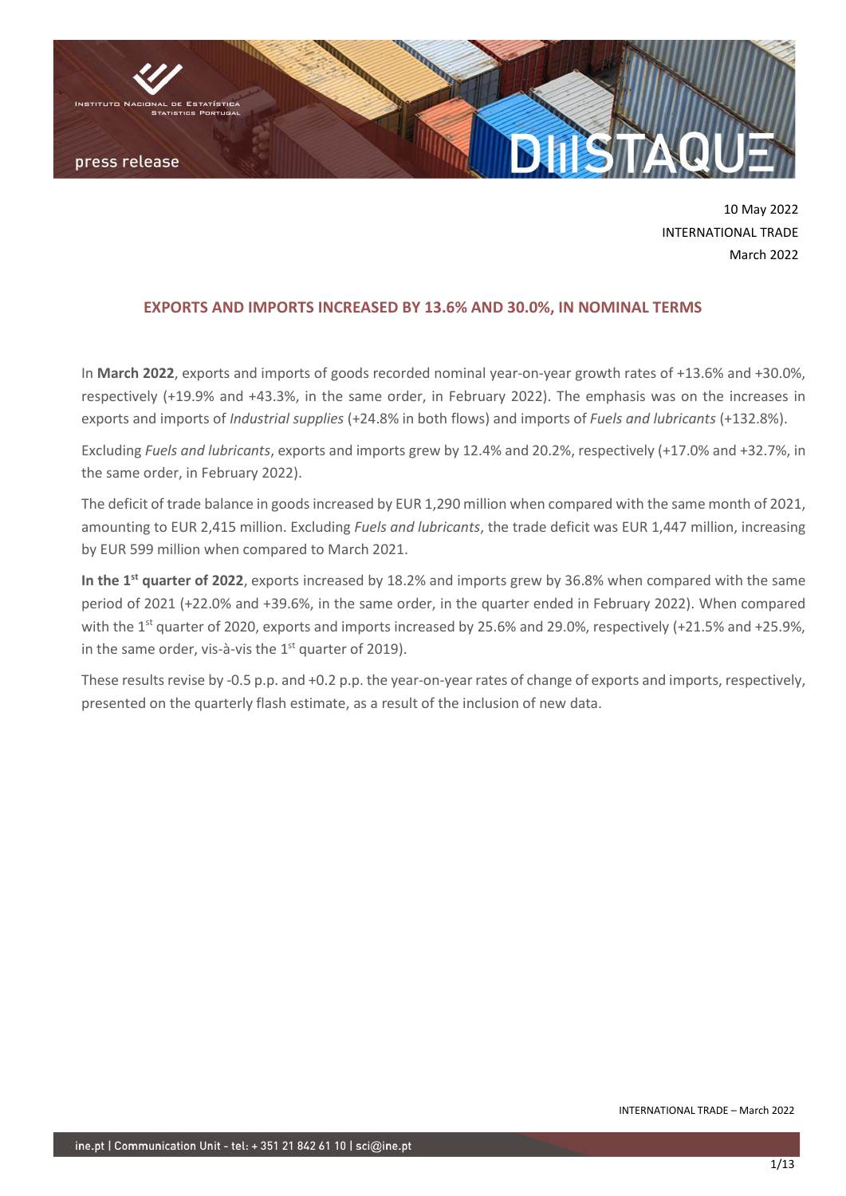10 May 2022
INTERNATIONAL TRADE
March 2022

# EXPORTS AND IMPORTS INCREASED BY 13.6% AND 30.0%, IN NOMINAL TERMS

In **March 2022**, exports and imports of goods recorded nominal year-on-year growth rates of +13.6% and +30.0%, respectively (+19.9% and +43.3%, in the same order, in February 2022). The emphasis was on the increases in exports and imports of *Industrial supplies* (+24.8% in both flows) and imports of *Fuels and lubricants* (+132.8%).

Excluding *Fuels and lubricants*, exports and imports grew by 12.4% and 20.2%, respectively (+17.0% and +32.7%, in the same order, in February 2022).

The deficit of trade balance in goods increased by EUR 1,290 million when compared with the same month of 2021, amounting to EUR 2,415 million. Excluding *Fuels and lubricants*, the trade deficit was EUR 1,447 million, increasing by EUR 599 million when compared to March 2021.

**In the 1st quarter of 2022**, exports increased by 18.2% and imports grew by 36.8% when compared with the same period of 2021 (+22.0% and +39.6%, in the same order, in the quarter ended in February 2022). When compared with the 1st quarter of 2020, exports and imports increased by 25.6% and 29.0%, respectively (+21.5% and +25.9%, in the same order, vis-à-vis the 1st quarter of 2019).

These results revise by -0.5 p.p. and +0.2 p.p. the year-on-year rates of change of exports and imports, respectively, presented on the quarterly flash estimate, as a result of the inclusion of new data.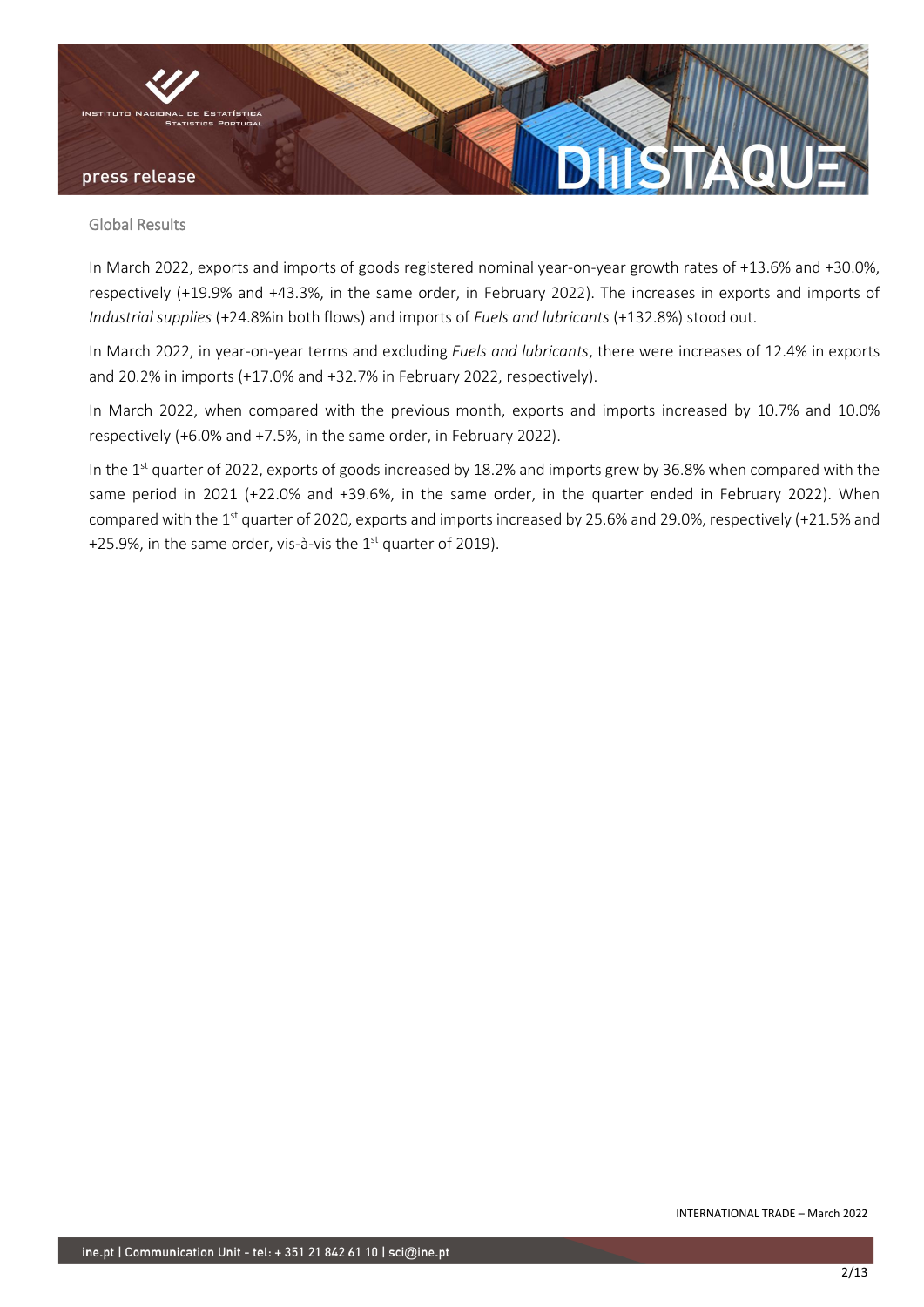## Global Results

In March 2022, exports and imports of goods registered nominal year-on-year growth rates of +13.6% and +30.0%, respectively (+19.9% and +43.3%, in the same order, in February 2022). The increases in exports and imports of *Industrial supplies* (+24.8%in both flows) and imports of *Fuels and lubricants* (+132.8%) stood out.

In March 2022, in year-on-year terms and excluding *Fuels and lubricants*, there were increases of 12.4% in exports and 20.2% in imports (+17.0% and +32.7% in February 2022, respectively).

In March 2022, when compared with the previous month, exports and imports increased by 10.7% and 10.0% respectively (+6.0% and +7.5%, in the same order, in February 2022).

In the 1st quarter of 2022, exports of goods increased by 18.2% and imports grew by 36.8% when compared with the same period in 2021 (+22.0% and +39.6%, in the same order, in the quarter ended in February 2022). When compared with the 1st quarter of 2020, exports and imports increased by 25.6% and 29.0%, respectively (+21.5% and +25.9%, in the same order, vis-à-vis the 1st quarter of 2019).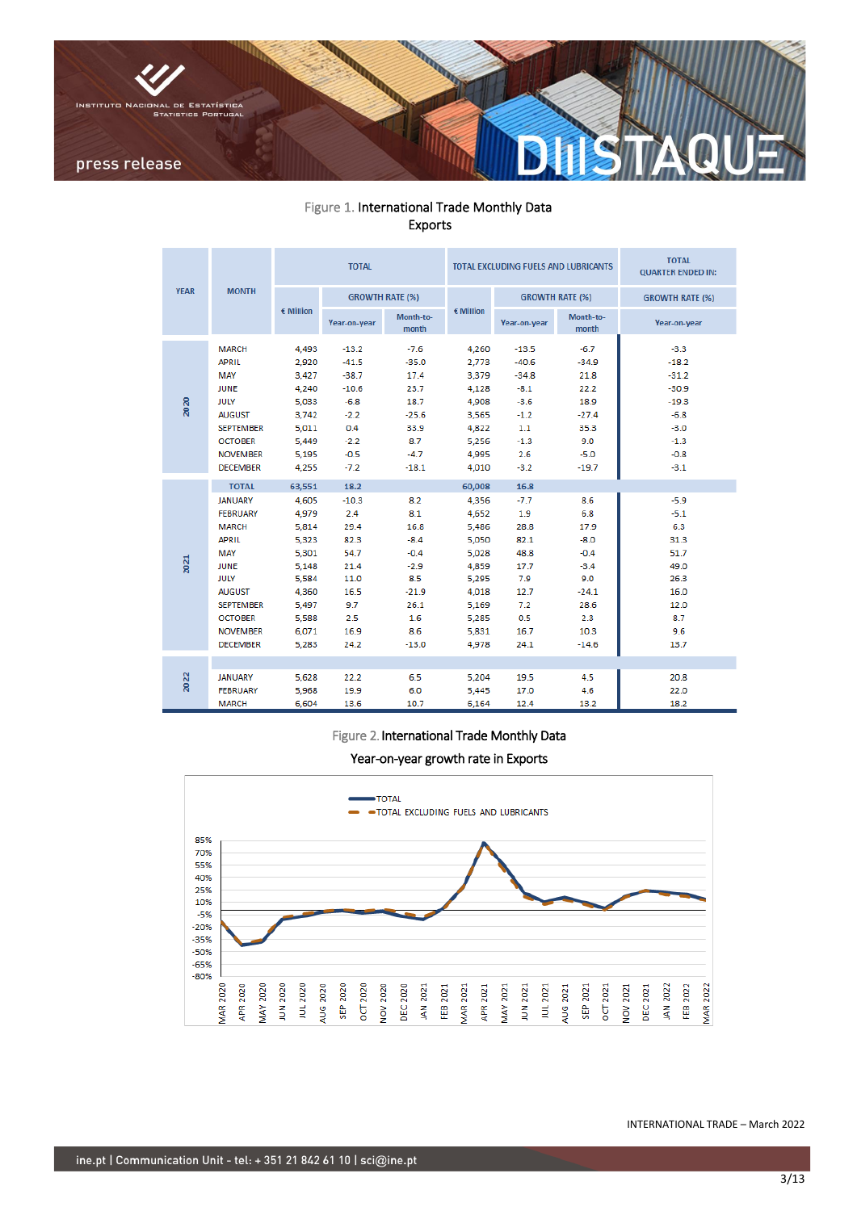Figure 1. International Trade Monthly Data
Exports

| YEAR | MONTH | TOTAL | | | TOTAL EXCLUDING FUELS AND LUBRICANTS | | | TOTAL QUARTER ENDED IN: |
|---|---|---|---|---|---|---|---|---|
| | | € Million | GROWTH RATE (%) | | € Million | GROWTH RATE (%) | | GROWTH RATE (%) |
| | | | Year-on-year | Month-to-month | | Year-on-year | Month-to-month | Year-on-year |
| 2020 | MARCH | 4,493 | -13.2 | -7.6 | 4,260 | -13.5 | -6.7 | -3.3 |
| | APRIL | 2,920 | -41.5 | -35.0 | 2,773 | -40.6 | -34.9 | -18.2 |
| | MAY | 3,427 | -38.7 | 17.4 | 3,379 | -34.8 | 21.8 | -31.2 |
| | JUNE | 4,240 | -10.6 | 23.7 | 4,128 | -8.1 | 22.2 | -30.9 |
| | JULY | 5,033 | -6.8 | 18.7 | 4,908 | -3.6 | 18.9 | -19.3 |
| | AUGUST | 3,742 | -2.2 | -25.6 | 3,565 | -1.2 | -27.4 | -6.8 |
| | SEPTEMBER | 5,011 | 0.4 | 33.9 | 4,822 | 1.1 | 35.3 | -3.0 |
| | OCTOBER | 5,449 | -2.2 | 8.7 | 5,256 | -1.3 | 9.0 | -1.3 |
| | NOVEMBER | 5,195 | -0.5 | -4.7 | 4,995 | 2.6 | -5.0 | -0.8 |
| | DECEMBER | 4,255 | -7.2 | -18.1 | 4,010 | -3.2 | -19.7 | -3.1 |
| 2021 | TOTAL | 63,551 | 18.2 | | 60,008 | 16.8 | | |
| | JANUARY | 4,605 | -10.3 | 8.2 | 4,356 | -7.7 | 8.6 | -5.9 |
| | FEBRUARY | 4,979 | 2.4 | 8.1 | 4,652 | 1.9 | 6.8 | -5.1 |
| | MARCH | 5,814 | 29.4 | 16.8 | 5,486 | 28.8 | 17.9 | 6.3 |
| | APRIL | 5,323 | 82.3 | -8.4 | 5,050 | 82.1 | -8.0 | 31.3 |
| | MAY | 5,301 | 54.7 | -0.4 | 5,028 | 48.8 | -0.4 | 51.7 |
| | JUNE | 5,148 | 21.4 | -2.9 | 4,859 | 17.7 | -3.4 | 49.0 |
| | JULY | 5,584 | 11.0 | 8.5 | 5,295 | 7.9 | 9.0 | 26.3 |
| | AUGUST | 4,360 | 16.5 | -21.9 | 4,018 | 12.7 | -24.1 | 16.0 |
| | SEPTEMBER | 5,497 | 9.7 | 26.1 | 5,169 | 7.2 | 28.6 | 12.0 |
| | OCTOBER | 5,588 | 2.5 | 1.6 | 5,285 | 0.5 | 2.3 | 8.7 |
| | NOVEMBER | 6,071 | 16.9 | 8.6 | 5,831 | 16.7 | 10.3 | 9.6 |
| | DECEMBER | 5,283 | 24.2 | -13.0 | 4,978 | 24.1 | -14.6 | 13.7 |
| 2022 | JANUARY | 5,628 | 22.2 | 6.5 | 5,204 | 19.5 | 4.5 | 20.8 |
| | FEBRUARY | 5,968 | 19.9 | 6.0 | 5,445 | 17.0 | 4.6 | 22.0 |
| | MARCH | 6,604 | 13.6 | 10.7 | 6,164 | 12.4 | 13.2 | 18.2 |

Figure 2. International Trade Monthly Data
Year-on-year growth rate in Exports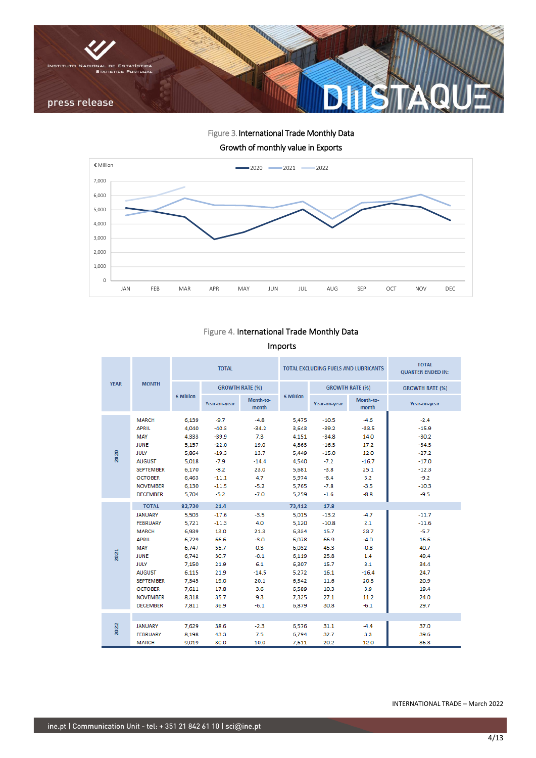Figure 3. International Trade Monthly Data

Growth of monthly value in Exports

Figure 4. International Trade Monthly Data

Imports

| YEAR | MONTH | TOTAL | | | TOTAL EXCLUDING FUELS AND LUBRICANTS | | | TOTAL QUARTER ENDED IN: |
|---|---|---|---|---|---|---|---|---|
| | | € Million | GROWTH RATE (%) | | € Million | GROWTH RATE (%) | | GROWTH RATE (%) |
| | | | Year-on-year | Month-to-month | | Year-on-year | Month-to-month | Year-on-year |
| 2020 | MARCH | 6,139 | -9.7 | -4.8 | 5,475 | -10.5 | -4.6 | -2.4 |
| | APRIL | 4,040 | -40.3 | -34.2 | 3,643 | -39.2 | -33.5 | -15.9 |
| | MAY | 4,333 | -39.9 | 7.3 | 4,151 | -34.8 | 14.0 | -30.2 |
| | JUNE | 5,157 | -22.0 | 19.0 | 4,865 | -16.5 | 17.2 | -34.3 |
| | JULY | 5,864 | -19.3 | 13.7 | 5,449 | -15.0 | 12.0 | -27.2 |
| | AUGUST | 5,018 | -7.9 | -14.4 | 4,540 | -7.2 | -16.7 | -17.0 |
| | SEPTEMBER | 6,170 | -8.2 | 23.0 | 5,681 | -3.8 | 25.1 | -12.3 |
| | OCTOBER | 6,463 | -11.1 | 4.7 | 5,974 | -8.4 | 5.2 | -9.2 |
| | NOVEMBER | 6,130 | -11.5 | -5.2 | 5,765 | -7.8 | -3.5 | -10.3 |
| | DECEMBER | 5,704 | -5.2 | -7.0 | 5,259 | -1.6 | -8.8 | -9.5 |
| 2021 | TOTAL | 82,730 | 21.4 | | 73,412 | 17.8 | | |
| | JANUARY | 5,503 | -17.6 | -3.5 | 5,015 | -13.2 | -4.7 | -11.7 |
| | FEBRUARY | 5,721 | -11.3 | 4.0 | 5,120 | -10.8 | 2.1 | -11.6 |
| | MARCH | 6,939 | 13.0 | 21.3 | 6,334 | 15.7 | 23.7 | -5.7 |
| | APRIL | 6,729 | 66.6 | -3.0 | 6,078 | 66.9 | -4.0 | 16.6 |
| | MAY | 6,747 | 55.7 | 0.3 | 6,032 | 45.3 | -0.8 | 40.7 |
| | JUNE | 6,742 | 30.7 | -0.1 | 6,119 | 25.8 | 1.4 | 49.4 |
| | JULY | 7,150 | 21.9 | 6.1 | 6,307 | 15.7 | 3.1 | 34.4 |
| | AUGUST | 6,115 | 21.9 | -14.5 | 5,272 | 16.1 | -16.4 | 24.7 |
| | SEPTEMBER | 7,345 | 19.0 | 20.1 | 6,342 | 11.6 | 20.3 | 20.9 |
| | OCTOBER | 7,611 | 17.8 | 3.6 | 6,589 | 10.3 | 3.9 | 19.4 |
| | NOVEMBER | 8,318 | 35.7 | 9.3 | 7,325 | 27.1 | 11.2 | 24.0 |
| | DECEMBER | 7,811 | 36.9 | -6.1 | 6,879 | 30.8 | -6.1 | 29.7 |
| 2022 | JANUARY | 7,629 | 38.6 | -2.3 | 6,576 | 31.1 | -4.4 | 37.0 |
| | FEBRUARY | 8,198 | 43.3 | 7.5 | 6,794 | 32.7 | 3.3 | 39.6 |
| | MARCH | 9,019 | 30.0 | 10.0 | 7,611 | 20.2 | 12.0 | 36.8 |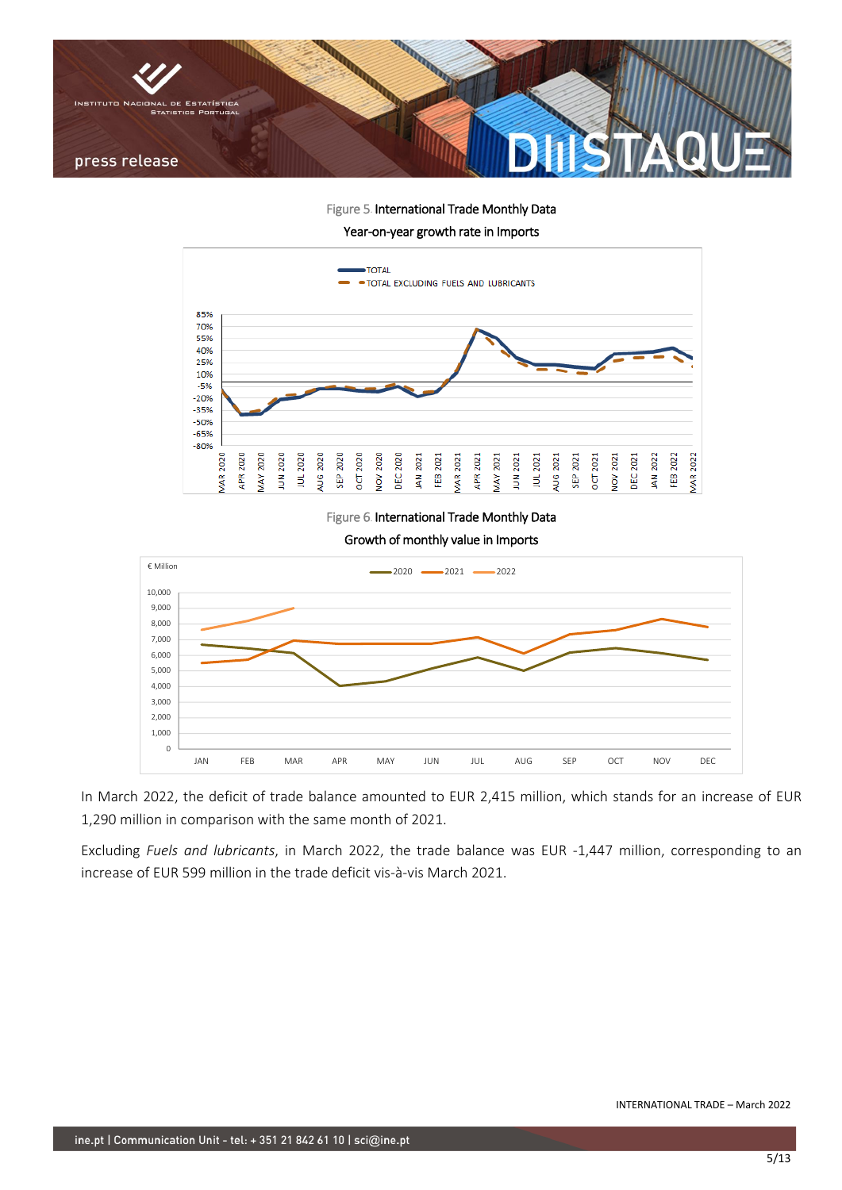Figure 5. International Trade Monthly Data

Year-on-year growth rate in Imports

Figure 6. International Trade Monthly Data

Growth of monthly value in Imports

In March 2022, the deficit of trade balance amounted to EUR 2,415 million, which stands for an increase of EUR 1,290 million in comparison with the same month of 2021.

Excluding *Fuels and lubricants*, in March 2022, the trade balance was EUR -1,447 million, corresponding to an increase of EUR 599 million in the trade deficit vis-à-vis March 2021.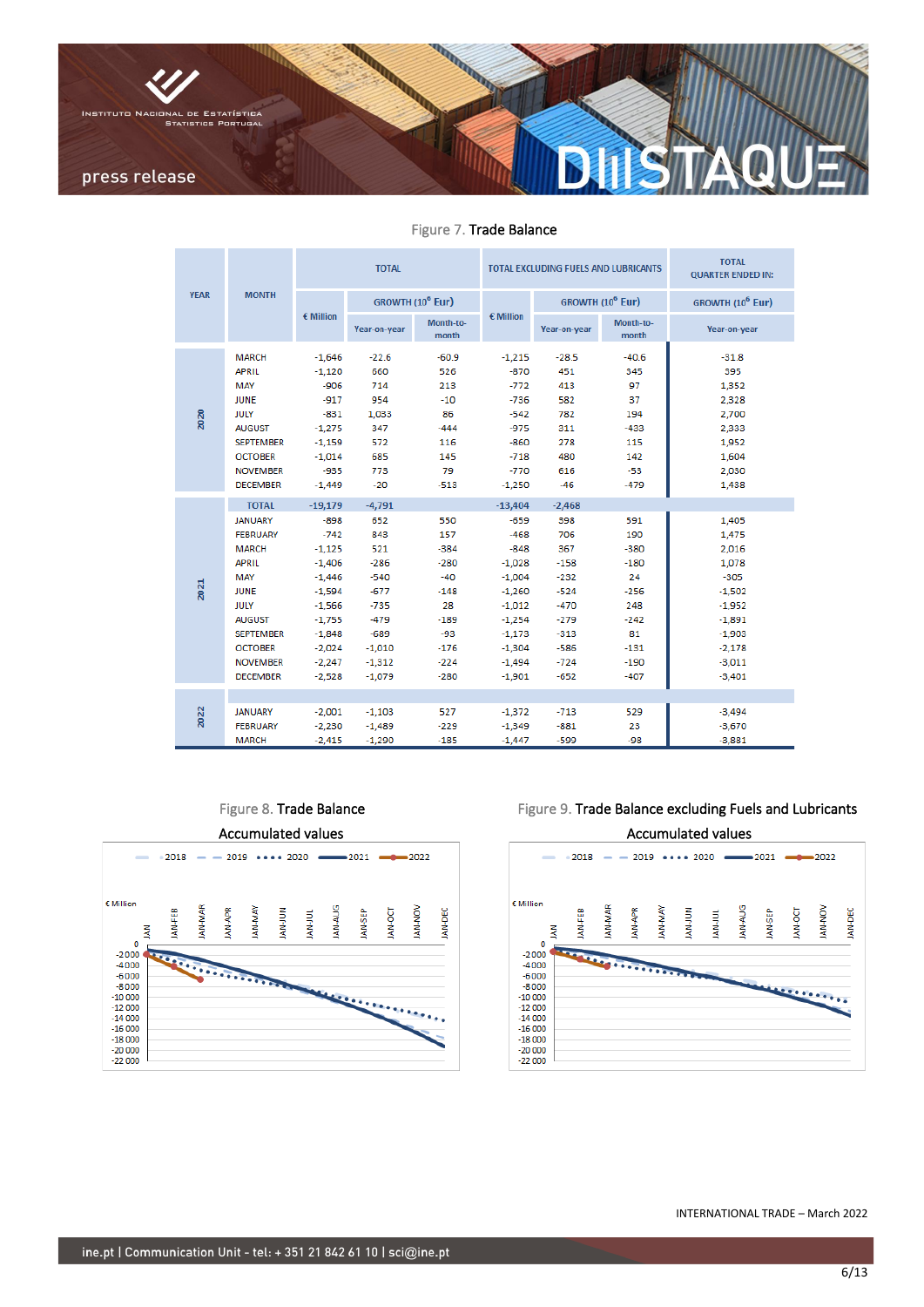Figure 7. Trade Balance

| YEAR | MONTH | TOTAL | | | TOTAL EXCLUDING FUELS AND LUBRICANTS | | | TOTAL QUARTER ENDED IN: |
|---|---|---|---|---|---|---|---|---|
| | | € Million | GROWTH ($10^6$ Eur) | | € Million | GROWTH ($10^6$ Eur) | | GROWTH ($10^6$ Eur) |
| | | | Year-on-year | Month-to-month | | Year-on-year | Month-to-month | Year-on-year |
| 2020 | MARCH | -1,646 | -22.6 | -60.9 | -1,215 | -28.5 | -40.6 | -31.8 |
| | APRIL | -1,120 | 660 | 526 | -870 | 451 | 345 | 395 |
| | MAY | -906 | 714 | 213 | -772 | 413 | 97 | 1,352 |
| | JUNE | -917 | 954 | -10 | -736 | 582 | 37 | 2,328 |
| | JULY | -831 | 1,033 | 86 | -542 | 782 | 194 | 2,700 |
| | AUGUST | -1,275 | 347 | -444 | -975 | 311 | -433 | 2,333 |
| | SEPTEMBER | -1,159 | 572 | 116 | -860 | 278 | 115 | 1,952 |
| | OCTOBER | -1,014 | 685 | 145 | -718 | 480 | 142 | 1,604 |
| | NOVEMBER | -935 | 773 | 79 | -770 | 616 | -53 | 2,030 |
| | DECEMBER | -1,449 | -20 | -513 | -1,250 | -46 | -479 | 1,438 |
| | TOTAL | -19,179 | -4,791 | | -13,404 | -2,468 | | |
| 2021 | JANUARY | -898 | 652 | 550 | -659 | 598 | 591 | 1,405 |
| | FEBRUARY | -742 | 843 | 157 | -468 | 706 | 190 | 1,475 |
| | MARCH | -1,125 | 521 | -384 | -848 | 367 | -380 | 2,016 |
| | APRIL | -1,406 | -286 | -280 | -1,028 | -158 | -180 | 1,078 |
| | MAY | -1,446 | -540 | -40 | -1,004 | -232 | 24 | -305 |
| | JUNE | -1,594 | -677 | -148 | -1,260 | -524 | -256 | -1,502 |
| | JULY | -1,566 | -735 | 28 | -1,012 | -470 | 248 | -1,952 |
| | AUGUST | -1,755 | -479 | -189 | -1,254 | -279 | -242 | -1,891 |
| | SEPTEMBER | -1,848 | -689 | -93 | -1,173 | -313 | 81 | -1,903 |
| | OCTOBER | -2,024 | -1,010 | -176 | -1,304 | -585 | -131 | -2,178 |
| | NOVEMBER | -2,247 | -1,312 | -224 | -1,494 | -724 | -190 | -3,011 |
| | DECEMBER | -2,528 | -1,079 | -280 | -1,901 | -652 | -407 | -3,401 |
| 2022 | JANUARY | -2,001 | -1,103 | 527 | -1,372 | -713 | 529 | -3,494 |
| | FEBRUARY | -2,230 | -1,489 | -229 | -1,349 | -881 | 23 | -3,670 |
| | MARCH | -2,415 | -1,290 | -185 | -1,447 | -599 | -98 | -3,881 |

Figure 8. Trade Balance

Accumulated values

Figure 9. Trade Balance excluding Fuels and Lubricants

Accumulated values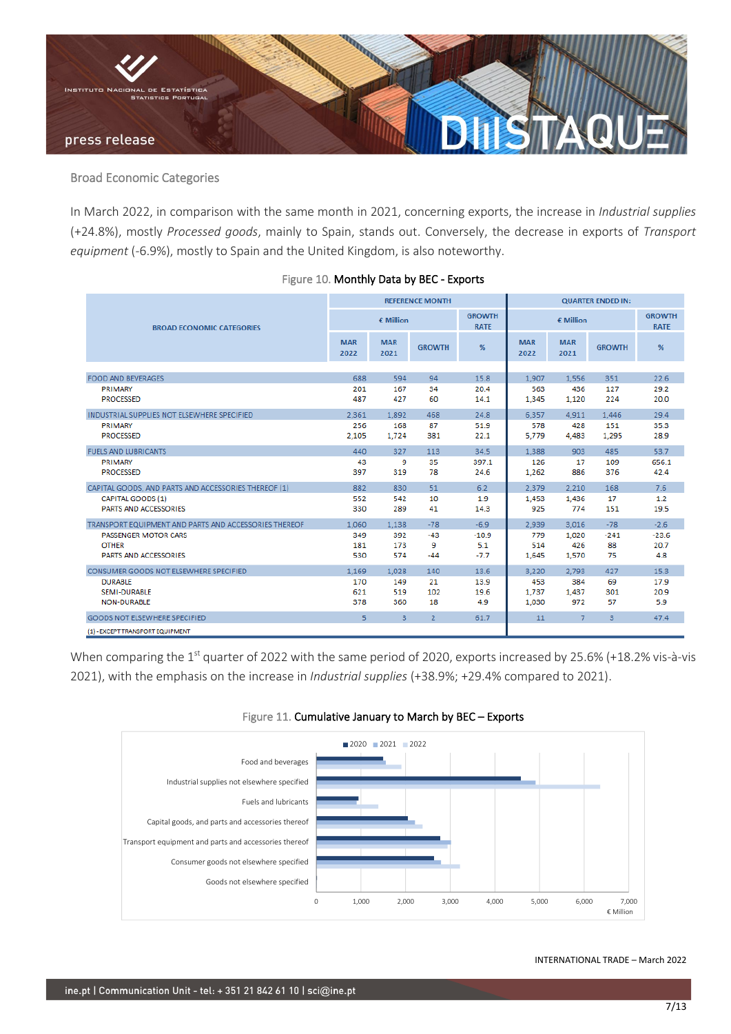## Broad Economic Categories

In March 2022, in comparison with the same month in 2021, concerning exports, the increase in *Industrial supplies* (+24.8%), mostly *Processed goods*, mainly to Spain, stands out. Conversely, the decrease in exports of *Transport equipment* (-6.9%), mostly to Spain and the United Kingdom, is also noteworthy.

Figure 10. **Monthly Data by BEC - Exports**

| BROAD ECONOMIC CATEGORIES | REFERENCE MONTH | | | | QUARTER ENDED IN: | | | |
|---|---|---|---|---|---|---|---|---|
| | € Million | | | GROWTH RATE | € Million | | | GROWTH RATE |
| | MAR 2022 | MAR 2021 | GROWTH | % | MAR 2022 | MAR 2021 | GROWTH | % |
| FOOD AND BEVERAGES | 688 | 594 | 94 | 15.8 | 1,907 | 1,556 | 351 | 22.6 |
| PRIMARY | 201 | 167 | 34 | 20.4 | 563 | 436 | 127 | 29.2 |
| PROCESSED | 487 | 427 | 60 | 14.1 | 1,345 | 1,120 | 224 | 20.0 |
| INDUSTRIAL SUPPLIES NOT ELSEWHERE SPECIFIED | 2,361 | 1,892 | 468 | 24.8 | 6,357 | 4,911 | 1,446 | 29.4 |
| PRIMARY | 256 | 168 | 87 | 51.9 | 578 | 428 | 151 | 35.3 |
| PROCESSED | 2,105 | 1,724 | 381 | 22.1 | 5,779 | 4,483 | 1,295 | 28.9 |
| FUELS AND LUBRICANTS | 440 | 327 | 113 | 34.5 | 1,388 | 903 | 485 | 53.7 |
| PRIMARY | 43 | 9 | 35 | 397.1 | 126 | 17 | 109 | 656.1 |
| PROCESSED | 397 | 319 | 78 | 24.6 | 1,262 | 886 | 376 | 42.4 |
| CAPITAL GOODS, AND PARTS AND ACCESSORIES THEREOF (1) | 882 | 830 | 51 | 6.2 | 2,379 | 2,210 | 168 | 7.6 |
| CAPITAL GOODS (1) | 552 | 542 | 10 | 1.9 | 1,453 | 1,436 | 17 | 1.2 |
| PARTS AND ACCESSORIES | 330 | 289 | 41 | 14.3 | 925 | 774 | 151 | 19.5 |
| TRANSPORT EQUIPMENT AND PARTS AND ACCESSORIES THEREOF | 1,060 | 1,138 | -78 | -6.9 | 2,939 | 3,016 | -78 | -2.6 |
| PASSENGER MOTOR CARS | 349 | 392 | -43 | -10.9 | 779 | 1,020 | -241 | -23.6 |
| OTHER | 181 | 173 | 9 | 5.1 | 514 | 426 | 88 | 20.7 |
| PARTS AND ACCESSORIES | 530 | 574 | -44 | -7.7 | 1,645 | 1,570 | 75 | 4.8 |
| CONSUMER GOODS NOT ELSEWHERE SPECIFIED | 1,169 | 1,028 | 140 | 13.6 | 3,220 | 2,793 | 427 | 15.3 |
| DURABLE | 170 | 149 | 21 | 13.9 | 453 | 384 | 69 | 17.9 |
| SEMI-DURABLE | 621 | 519 | 102 | 19.6 | 1,737 | 1,437 | 301 | 20.9 |
| NON-DURABLE | 378 | 360 | 18 | 4.9 | 1,030 | 972 | 57 | 5.9 |
| GOODS NOT ELSEWHERE SPECIFIED | 5 | 3 | 2 | 61.7 | 11 | 7 | 3 | 47.4 |

(1) - EXCEPT TRANSPORT EQUIPMENT

When comparing the 1st quarter of 2022 with the same period of 2020, exports increased by 25.6% (+18.2% vis-à-vis 2021), with the emphasis on the increase in *Industrial supplies* (+38.9%; +29.4% compared to 2021).

Figure 11. **Cumulative January to March by BEC – Exports**

INTERNATIONAL TRADE – March 2022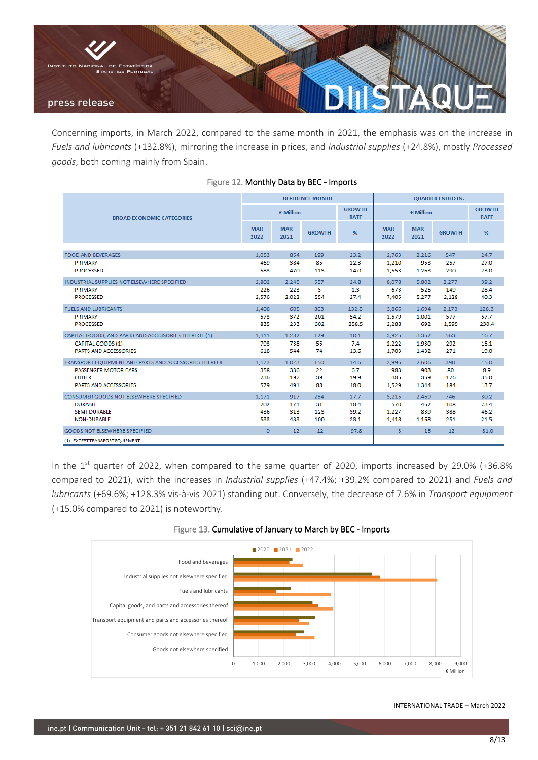Concerning imports, in March 2022, compared to the same month in 2021, the emphasis was on the increase in *Fuels and lubricants* (+132.8%), mirroring the increase in prices, and *Industrial supplies* (+24.8%), mostly *Processed goods*, both coming mainly from Spain.

Figure 12. Monthly Data by BEC - Imports

| BROAD ECONOMIC CATEGORIES | REFERENCE MONTH | | | | QUARTER ENDED IN: | | | |
|---|---|---|---|---|---|---|---|---|
| | € Million | | | GROWTH RATE | € Million | | | GROWTH RATE |
| | MAR 2022 | MAR 2021 | GROWTH | % | MAR 2022 | MAR 2021 | GROWTH | % |
| FOOD AND BEVERAGES | 1,053 | 854 | 199 | 23.2 | 2,763 | 2,216 | 547 | 24.7 |
| PRIMARY | 469 | 384 | 85 | 22.3 | 1,210 | 953 | 257 | 27.0 |
| PROCESSED | 583 | 470 | 113 | 24.0 | 1,553 | 1,263 | 290 | 23.0 |
| INDUSTRIAL SUPPLIES NOT ELSEWHERE SPECIFIED | 2,802 | 2,245 | 557 | 24.8 | 8,078 | 5,802 | 2,277 | 39.2 |
| PRIMARY | 226 | 223 | 3 | 1.3 | 673 | 525 | 149 | 28.4 |
| PROCESSED | 2,576 | 2,022 | 554 | 27.4 | 7,405 | 5,277 | 2,128 | 40.3 |
| FUELS AND LUBRICANTS | 1,408 | 605 | 803 | 132.8 | 3,866 | 1,694 | 2,173 | 128.3 |
| PRIMARY | 573 | 372 | 201 | 54.2 | 1,579 | 1,001 | 577 | 57.7 |
| PROCESSED | 835 | 233 | 602 | 258.5 | 2,288 | 692 | 1,595 | 230.4 |
| CAPITAL GOODS, AND PARTS AND ACCESSORIES THEREOF (1) | 1,411 | 1,282 | 129 | 10.1 | 3,925 | 3,362 | 563 | 16.7 |
| CAPITAL GOODS (1) | 793 | 738 | 55 | 7.4 | 2,222 | 1,930 | 292 | 15.1 |
| PARTS AND ACCESSORIES | 618 | 544 | 74 | 13.6 | 1,703 | 1,432 | 271 | 19.0 |
| TRANSPORT EQUIPMENT AND PARTS AND ACCESSORIES THEREOF | 1,173 | 1,023 | 150 | 14.6 | 2,996 | 2,606 | 390 | 15.0 |
| PASSENGER MOTOR CARS | 358 | 336 | 22 | 6.7 | 983 | 903 | 80 | 8.9 |
| OTHER | 236 | 197 | 39 | 19.9 | 485 | 359 | 126 | 35.0 |
| PARTS AND ACCESSORIES | 579 | 491 | 88 | 18.0 | 1,529 | 1,344 | 184 | 13.7 |
| CONSUMER GOODS NOT ELSEWHERE SPECIFIED | 1,171 | 917 | 254 | 27.7 | 3,215 | 2,459 | 746 | 30.2 |
| DURABLE | 202 | 171 | 31 | 18.4 | 570 | 462 | 108 | 23.4 |
| SEMI-DURABLE | 436 | 313 | 123 | 39.2 | 1,227 | 839 | 388 | 46.2 |
| NON-DURABLE | 533 | 433 | 100 | 23.1 | 1,418 | 1,168 | 251 | 21.5 |
| GOODS NOT ELSEWHERE SPECIFIED | ə | 12 | -12 | -97.8 | 3 | 15 | -12 | -81.0 |

(1) - EXCEPT TRANSPORT EQUIPMENT

In the 1st quarter of 2022, when compared to the same quarter of 2020, imports increased by 29.0% (+36.8% compared to 2021), with the increases in *Industrial supplies* (+47.4%; +39.2% compared to 2021) and *Fuels and lubricants* (+69.6%; +128.3% vis-à-vis 2021) standing out. Conversely, the decrease of 7.6% in *Transport equipment* (+15.0% compared to 2021) is noteworthy.

Figure 13. Cumulative of January to March by BEC - Imports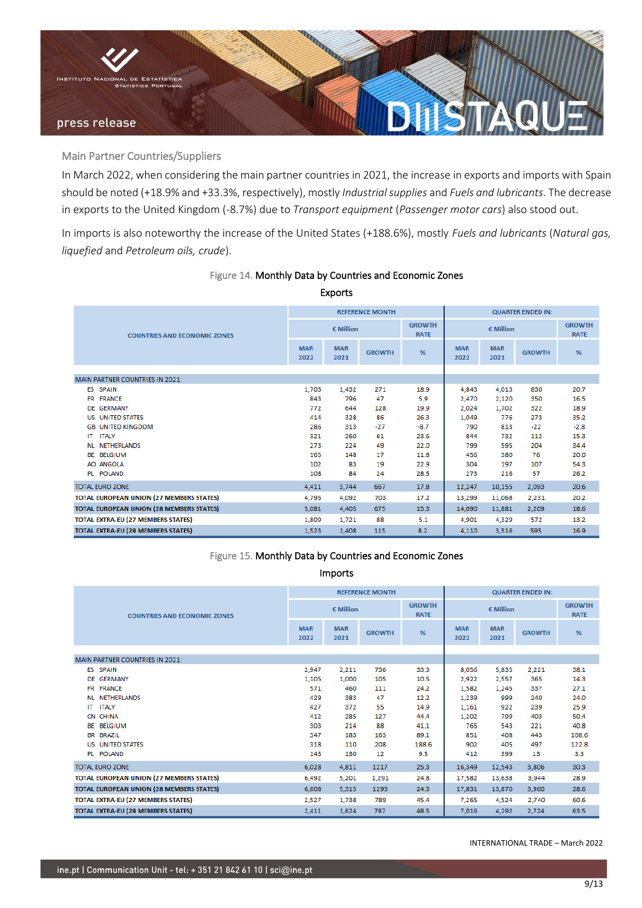## Main Partner Countries/Suppliers

In March 2022, when considering the main partner countries in 2021, the increase in exports and imports with Spain should be noted (+18.9% and +33.3%, respectively), mostly *Industrial supplies* and *Fuels and lubricants*. The decrease in exports to the United Kingdom (-8.7%) due to *Transport equipment* (*Passenger motor cars*) also stood out.

In imports is also noteworthy the increase of the United States (+188.6%), mostly *Fuels and lubricants* (*Natural gas, liquefied* and *Petroleum oils, crude*).

Figure 14. **Monthly Data by Countries and Economic Zones**

**Exports**

| COUNTRIES AND ECONOMIC ZONES | REFERENCE MONTH | | | | QUARTER ENDED IN: | | | |
|---|---|---|---|---|---|---|---|---|
| | € Million | | | GROWTH RATE | € Million | | | GROWTH RATE |
| | MAR 2022 | MAR 2021 | GROWTH | % | MAR 2022 | MAR 2021 | GROWTH | % |
| MAIN PARTNER COUNTRIES IN 2021: | | | | | | | | |
| ES SPAIN | 1,703 | 1,432 | 271 | 18.9 | 4,843 | 4,013 | 830 | 20.7 |
| FR FRANCE | 843 | 796 | 47 | 5.9 | 2,470 | 2,120 | 350 | 16.5 |
| DE GERMANY | 772 | 644 | 128 | 19.9 | 2,024 | 1,702 | 322 | 18.9 |
| US UNITED STATES | 414 | 328 | 86 | 26.3 | 1,049 | 776 | 273 | 35.2 |
| GB UNITED KINGDOM | 286 | 313 | -27 | -8.7 | 790 | 813 | -22 | -2.8 |
| IT ITALY | 321 | 260 | 61 | 23.6 | 844 | 732 | 112 | 15.3 |
| NL NETHERLANDS | 273 | 224 | 49 | 22.0 | 799 | 595 | 204 | 34.4 |
| BE BELGIUM | 165 | 148 | 17 | 11.8 | 456 | 380 | 76 | 20.0 |
| AO ANGOLA | 102 | 83 | 19 | 22.9 | 304 | 197 | 107 | 54.3 |
| PL POLAND | 108 | 84 | 24 | 28.5 | 273 | 216 | 57 | 26.2 |
| TOTAL EURO ZONE | 4,411 | 3,744 | 667 | 17.8 | 12,247 | 10,155 | 2,093 | 20.6 |
| **TOTAL EUROPEAN UNION (27 MEMBERS STATES)** | 4,795 | 4,092 | 703 | 17.2 | 13,299 | 11,068 | 2,231 | 20.2 |
| **TOTAL EUROPEAN UNION (28 MEMBERS STATES)** | 5,081 | 4,405 | 675 | 15.3 | 14,090 | 11,881 | 2,209 | 18.6 |
| **TOTAL EXTRA-EU (27 MEMBERS STATES)** | 1,809 | 1,721 | 88 | 5.1 | 4,901 | 4,329 | 572 | 13.2 |
| **TOTAL EXTRA-EU (28 MEMBERS STATES)** | 1,523 | 1,408 | 115 | 8.2 | 4,110 | 3,516 | 595 | 16.9 |

Figure 15. **Monthly Data by Countries and Economic Zones**

**Imports**

| COUNTRIES AND ECONOMIC ZONES | REFERENCE MONTH | | | | QUARTER ENDED IN: | | | |
|---|---|---|---|---|---|---|---|---|
| | € Million | | | GROWTH RATE | € Million | | | GROWTH RATE |
| | MAR 2022 | MAR 2021 | GROWTH | % | MAR 2022 | MAR 2021 | GROWTH | % |
| MAIN PARTNER COUNTRIES IN 2021: | | | | | | | | |
| ES SPAIN | 2,947 | 2,211 | 736 | 33.3 | 8,056 | 5,835 | 2,221 | 38.1 |
| DE GERMANY | 1,105 | 1,000 | 105 | 10.5 | 2,922 | 2,557 | 365 | 14.3 |
| FR FRANCE | 571 | 460 | 111 | 24.2 | 1,582 | 1,245 | 337 | 27.1 |
| NL NETHERLANDS | 429 | 383 | 47 | 12.2 | 1,239 | 999 | 240 | 24.0 |
| IT ITALY | 427 | 372 | 55 | 14.9 | 1,161 | 922 | 239 | 25.9 |
| CN CHINA | 412 | 285 | 127 | 44.4 | 1,202 | 799 | 403 | 50.4 |
| BE BELGIUM | 303 | 214 | 88 | 41.1 | 765 | 543 | 221 | 40.8 |
| BR BRAZIL | 347 | 183 | 163 | 89.1 | 851 | 408 | 443 | 108.6 |
| US UNITED STATES | 318 | 110 | 208 | 188.6 | 902 | 405 | 497 | 122.8 |
| PL POLAND | 143 | 130 | 12 | 9.5 | 412 | 399 | 13 | 3.3 |
| TOTAL EURO ZONE | 6,028 | 4,811 | 1217 | 25.3 | 16,349 | 12,543 | 3,806 | 30.3 |
| **TOTAL EUROPEAN UNION (27 MEMBERS STATES)** | 6,492 | 5,201 | 1,291 | 24.8 | 17,582 | 13,638 | 3,944 | 28.9 |
| **TOTAL EUROPEAN UNION (28 MEMBERS STATES)** | 6,608 | 5,315 | 1293 | 24.3 | 17,831 | 13,870 | 3,960 | 28.6 |
| **TOTAL EXTRA-EU (27 MEMBERS STATES)** | 2,527 | 1,738 | 789 | 45.4 | 7,265 | 4,524 | 2,740 | 60.6 |
| **TOTAL EXTRA-EU (28 MEMBERS STATES)** | 2,411 | 1,624 | 787 | 48.5 | 7,016 | 4,292 | 2,724 | 63.5 |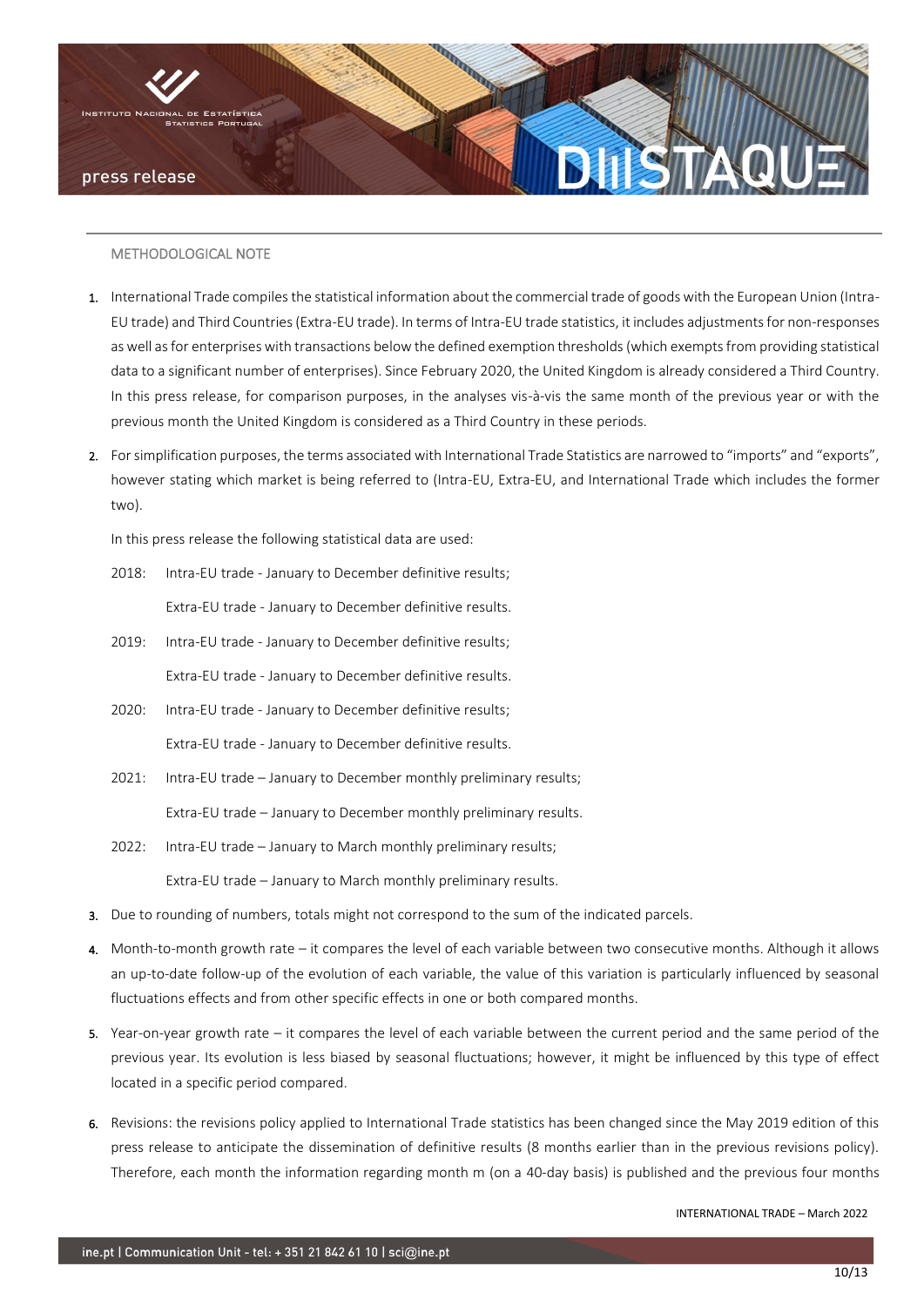## METHODOLOGICAL NOTE

1. International Trade compiles the statistical information about the commercial trade of goods with the European Union (Intra-EU trade) and Third Countries (Extra-EU trade). In terms of Intra-EU trade statistics, it includes adjustments for non-responses as well as for enterprises with transactions below the defined exemption thresholds (which exempts from providing statistical data to a significant number of enterprises). Since February 2020, the United Kingdom is already considered a Third Country. In this press release, for comparison purposes, in the analyses vis-à-vis the same month of the previous year or with the previous month the United Kingdom is considered as a Third Country in these periods.

2. For simplification purposes, the terms associated with International Trade Statistics are narrowed to "imports" and "exports", however stating which market is being referred to (Intra-EU, Extra-EU, and International Trade which includes the former two).

   In this press release the following statistical data are used:

   2018: Intra-EU trade - January to December definitive results;
   Extra-EU trade - January to December definitive results.

   2019: Intra-EU trade - January to December definitive results;
   Extra-EU trade - January to December definitive results.

   2020: Intra-EU trade - January to December definitive results;
   Extra-EU trade - January to December definitive results.

   2021: Intra-EU trade – January to December monthly preliminary results;
   Extra-EU trade – January to December monthly preliminary results.

   2022: Intra-EU trade – January to March monthly preliminary results;
   Extra-EU trade – January to March monthly preliminary results.

3. Due to rounding of numbers, totals might not correspond to the sum of the indicated parcels.

4. Month-to-month growth rate – it compares the level of each variable between two consecutive months. Although it allows an up-to-date follow-up of the evolution of each variable, the value of this variation is particularly influenced by seasonal fluctuations effects and from other specific effects in one or both compared months.

5. Year-on-year growth rate – it compares the level of each variable between the current period and the same period of the previous year. Its evolution is less biased by seasonal fluctuations; however, it might be influenced by this type of effect located in a specific period compared.

6. Revisions: the revisions policy applied to International Trade statistics has been changed since the May 2019 edition of this press release to anticipate the dissemination of definitive results (8 months earlier than in the previous revisions policy). Therefore, each month the information regarding month m (on a 40-day basis) is published and the previous four months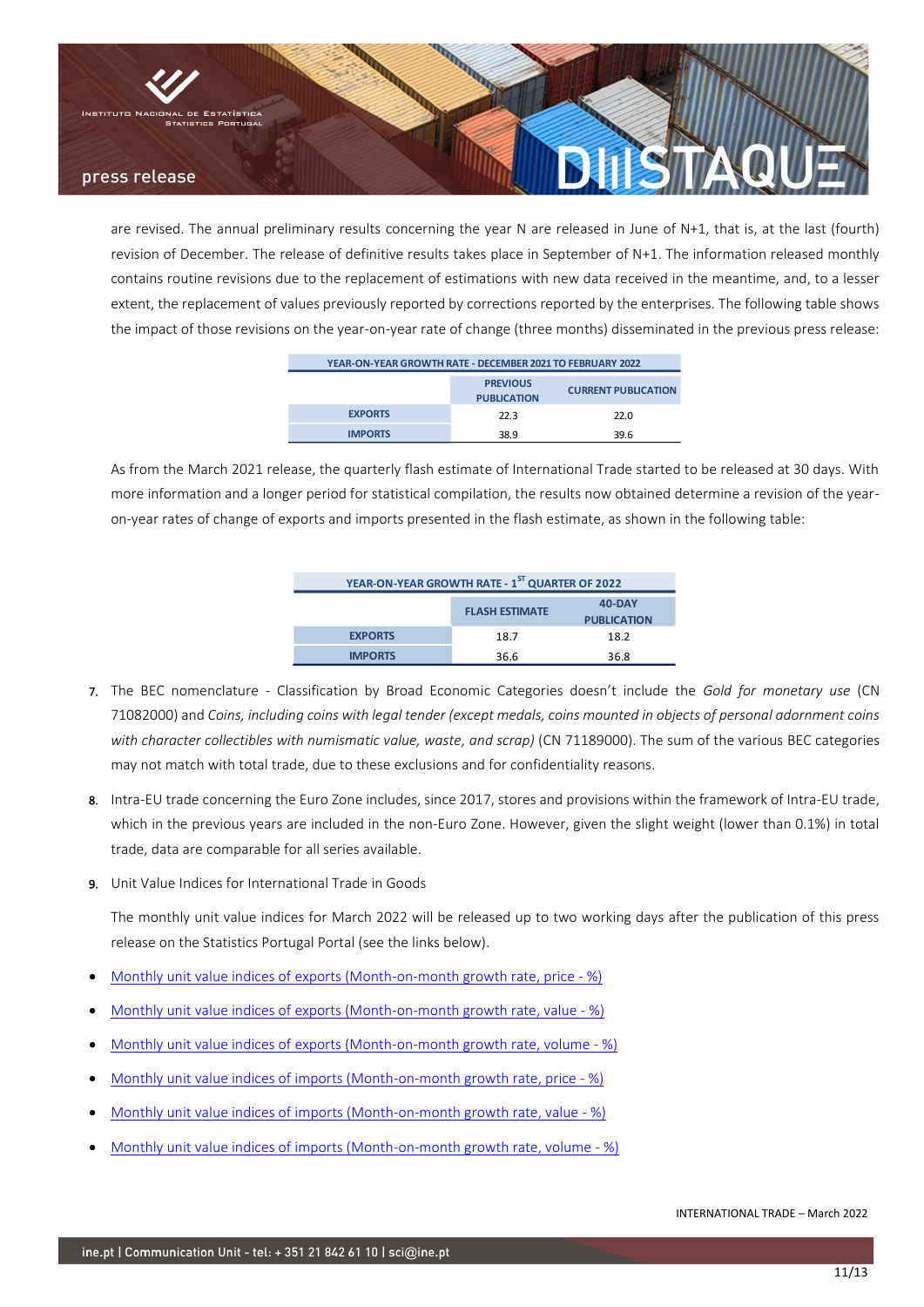are revised. The annual preliminary results concerning the year N are released in June of N+1, that is, at the last (fourth) revision of December. The release of definitive results takes place in September of N+1. The information released monthly contains routine revisions due to the replacement of estimations with new data received in the meantime, and, to a lesser extent, the replacement of values previously reported by corrections reported by the enterprises. The following table shows the impact of those revisions on the year-on-year rate of change (three months) disseminated in the previous press release:

| YEAR-ON-YEAR GROWTH RATE - DECEMBER 2021 TO FEBRUARY 2022 | | |
|---|---|---|
| | PREVIOUS PUBLICATION | CURRENT PUBLICATION |
| EXPORTS | 22.3 | 22.0 |
| IMPORTS | 38.9 | 39.6 |

As from the March 2021 release, the quarterly flash estimate of International Trade started to be released at 30 days. With more information and a longer period for statistical compilation, the results now obtained determine a revision of the year-on-year rates of change of exports and imports presented in the flash estimate, as shown in the following table:

| YEAR-ON-YEAR GROWTH RATE - 1ST QUARTER OF 2022 | | |
|---|---|---|
| | FLASH ESTIMATE | 40-DAY PUBLICATION |
| EXPORTS | 18.7 | 18.2 |
| IMPORTS | 36.6 | 36.8 |

7. The BEC nomenclature - Classification by Broad Economic Categories doesn't include the *Gold for monetary use* (CN 71082000) and *Coins, including coins with legal tender (except medals, coins mounted in objects of personal adornment coins with character collectibles with numismatic value, waste, and scrap)* (CN 71189000). The sum of the various BEC categories may not match with total trade, due to these exclusions and for confidentiality reasons.

8. Intra-EU trade concerning the Euro Zone includes, since 2017, stores and provisions within the framework of Intra-EU trade, which in the previous years are included in the non-Euro Zone. However, given the slight weight (lower than 0.1%) in total trade, data are comparable for all series available.

9. Unit Value Indices for International Trade in Goods

   The monthly unit value indices for March 2022 will be released up to two working days after the publication of this press release on the Statistics Portugal Portal (see the links below).

- Monthly unit value indices of exports (Month-on-month growth rate, price - %)
- Monthly unit value indices of exports (Month-on-month growth rate, value - %)
- Monthly unit value indices of exports (Month-on-month growth rate, volume - %)
- Monthly unit value indices of imports (Month-on-month growth rate, price - %)
- Monthly unit value indices of imports (Month-on-month growth rate, value - %)
- Monthly unit value indices of imports (Month-on-month growth rate, volume - %)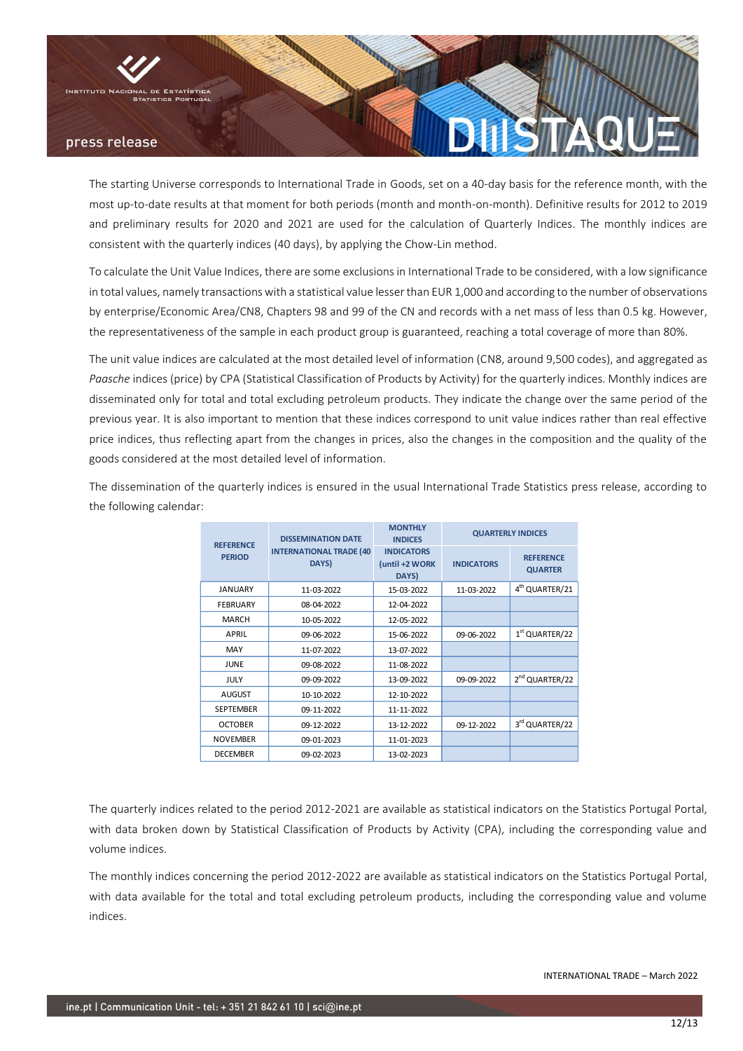The starting Universe corresponds to International Trade in Goods, set on a 40-day basis for the reference month, with the most up-to-date results at that moment for both periods (month and month-on-month). Definitive results for 2012 to 2019 and preliminary results for 2020 and 2021 are used for the calculation of Quarterly Indices. The monthly indices are consistent with the quarterly indices (40 days), by applying the Chow-Lin method.

To calculate the Unit Value Indices, there are some exclusions in International Trade to be considered, with a low significance in total values, namely transactions with a statistical value lesser than EUR 1,000 and according to the number of observations by enterprise/Economic Area/CN8, Chapters 98 and 99 of the CN and records with a net mass of less than 0.5 kg. However, the representativeness of the sample in each product group is guaranteed, reaching a total coverage of more than 80%.

The unit value indices are calculated at the most detailed level of information (CN8, around 9,500 codes), and aggregated as *Paasche* indices (price) by CPA (Statistical Classification of Products by Activity) for the quarterly indices. Monthly indices are disseminated only for total and total excluding petroleum products. They indicate the change over the same period of the previous year. It is also important to mention that these indices correspond to unit value indices rather than real effective price indices, thus reflecting apart from the changes in prices, also the changes in the composition and the quality of the goods considered at the most detailed level of information.

The dissemination of the quarterly indices is ensured in the usual International Trade Statistics press release, according to the following calendar:

| REFERENCE PERIOD | DISSEMINATION DATE INTERNATIONAL TRADE (40 DAYS) | MONTHLY INDICES | QUARTERLY INDICES | |
|---|---|---|---|---|
| | | INDICATORS (until +2 WORK DAYS) | INDICATORS | REFERENCE QUARTER |
| JANUARY | 11-03-2022 | 15-03-2022 | 11-03-2022 | 4th QUARTER/21 |
| FEBRUARY | 08-04-2022 | 12-04-2022 | | |
| MARCH | 10-05-2022 | 12-05-2022 | | |
| APRIL | 09-06-2022 | 15-06-2022 | 09-06-2022 | 1st QUARTER/22 |
| MAY | 11-07-2022 | 13-07-2022 | | |
| JUNE | 09-08-2022 | 11-08-2022 | | |
| JULY | 09-09-2022 | 13-09-2022 | 09-09-2022 | 2nd QUARTER/22 |
| AUGUST | 10-10-2022 | 12-10-2022 | | |
| SEPTEMBER | 09-11-2022 | 11-11-2022 | | |
| OCTOBER | 09-12-2022 | 13-12-2022 | 09-12-2022 | 3rd QUARTER/22 |
| NOVEMBER | 09-01-2023 | 11-01-2023 | | |
| DECEMBER | 09-02-2023 | 13-02-2023 | | |

The quarterly indices related to the period 2012-2021 are available as statistical indicators on the Statistics Portugal Portal, with data broken down by Statistical Classification of Products by Activity (CPA), including the corresponding value and volume indices.

The monthly indices concerning the period 2012-2022 are available as statistical indicators on the Statistics Portugal Portal, with data available for the total and total excluding petroleum products, including the corresponding value and volume indices.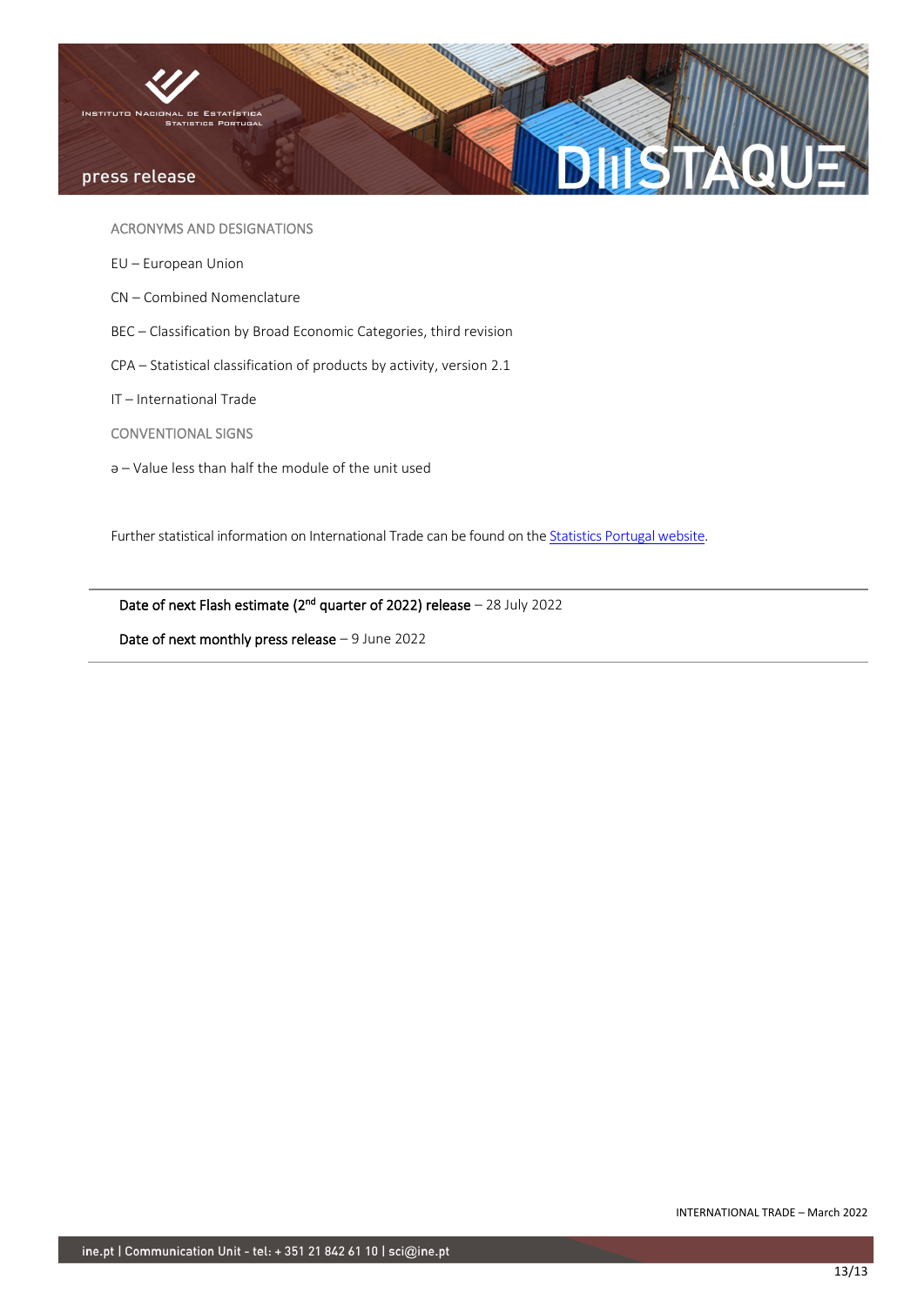## ACRONYMS AND DESIGNATIONS

EU – European Union

CN – Combined Nomenclature

BEC – Classification by Broad Economic Categories, third revision

CPA – Statistical classification of products by activity, version 2.1

IT – International Trade

## CONVENTIONAL SIGNS

ə – Value less than half the module of the unit used

Further statistical information on International Trade can be found on the [Statistics Portugal website](https://www.ine.pt).

---

**Date of next Flash estimate (2nd quarter of 2022) release** – 28 July 2022

**Date of next monthly press release** – 9 June 2022

---